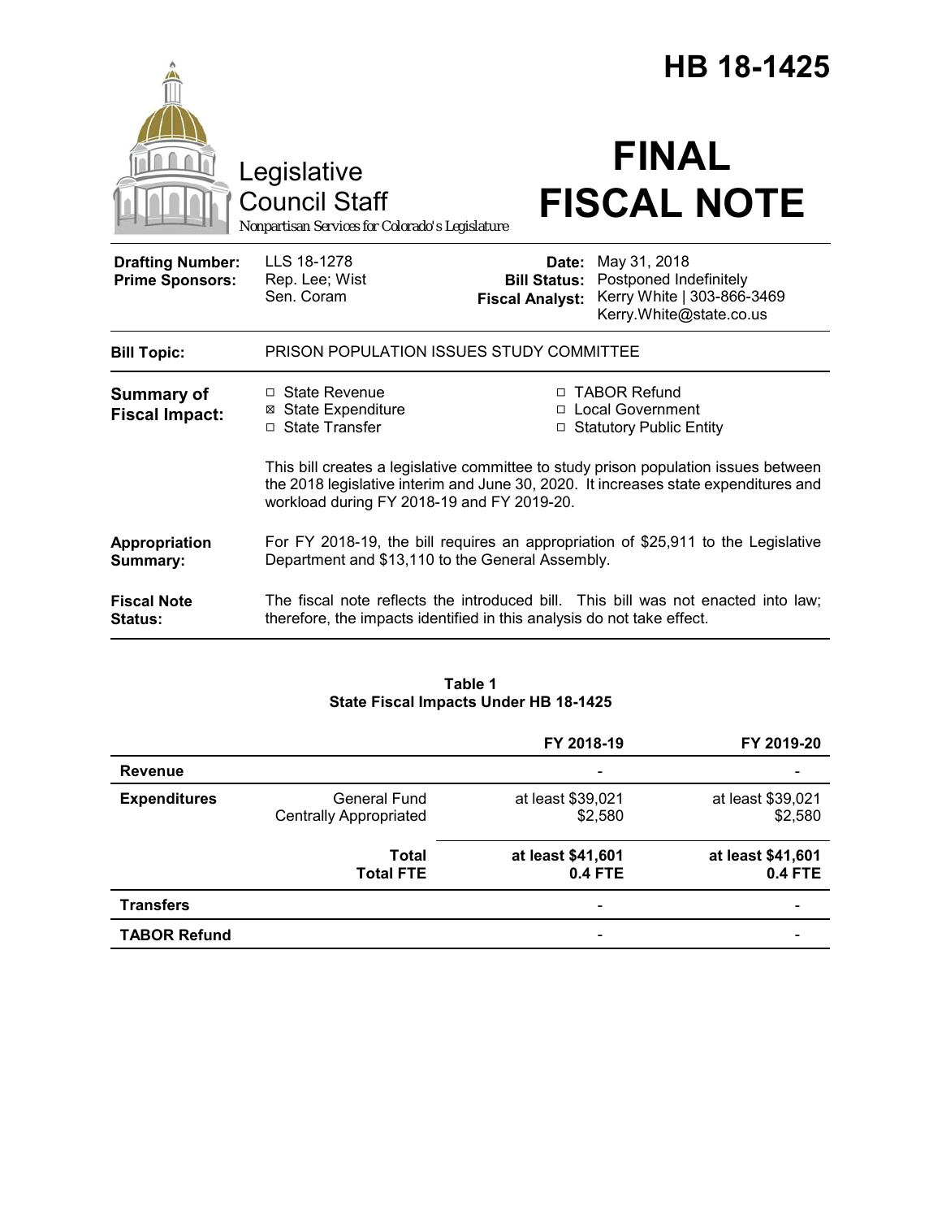# HB 18-1425

Legislative Council Staff
*Nonpartisan Services for Colorado's Legislature*

# FINAL FISCAL NOTE

| | | | |
|---|---|---|---|
| **Drafting Number:** | LLS 18-1278 | **Date:** | May 31, 2018 |
| **Prime Sponsors:** | Rep. Lee; Wist<br>Sen. Coram | **Bill Status:** | Postponed Indefinitely |
| | | **Fiscal Analyst:** | Kerry White \| 303-866-3469<br>Kerry.White@state.co.us |

**Bill Topic:** PRISON POPULATION ISSUES STUDY COMMITTEE

**Summary of Fiscal Impact:**

- ☐ State Revenue
- ☒ State Expenditure
- ☐ State Transfer
- ☐ TABOR Refund
- ☐ Local Government
- ☐ Statutory Public Entity

This bill creates a legislative committee to study prison population issues between the 2018 legislative interim and June 30, 2020. It increases state expenditures and workload during FY 2018-19 and FY 2019-20.

**Appropriation Summary:** For FY 2018-19, the bill requires an appropriation of $25,911 to the Legislative Department and $13,110 to the General Assembly.

**Fiscal Note Status:** The fiscal note reflects the introduced bill. This bill was not enacted into law; therefore, the impacts identified in this analysis do not take effect.

**Table 1**
**State Fiscal Impacts Under HB 18-1425**

| | | FY 2018-19 | FY 2019-20 |
|---|---|---|---|
| **Revenue** | | - | - |
| **Expenditures** | General Fund<br>Centrally Appropriated | at least $39,021<br>$2,580 | at least $39,021<br>$2,580 |
| | **Total**<br>**Total FTE** | **at least $41,601**<br>**0.4 FTE** | **at least $41,601**<br>**0.4 FTE** |
| **Transfers** | | - | - |
| **TABOR Refund** | | - | - |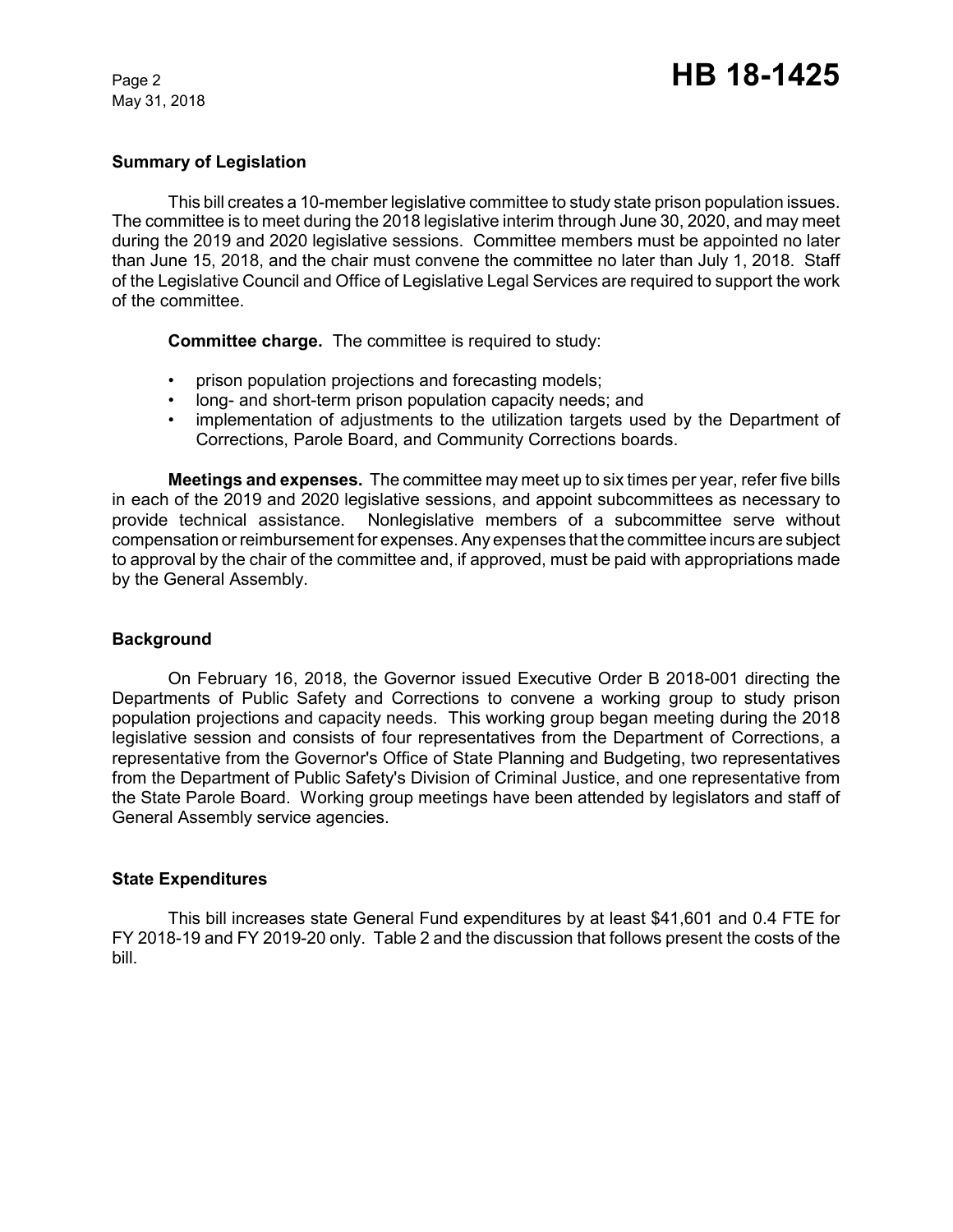## Summary of Legislation

This bill creates a 10-member legislative committee to study state prison population issues. The committee is to meet during the 2018 legislative interim through June 30, 2020, and may meet during the 2019 and 2020 legislative sessions. Committee members must be appointed no later than June 15, 2018, and the chair must convene the committee no later than July 1, 2018. Staff of the Legislative Council and Office of Legislative Legal Services are required to support the work of the committee.

**Committee charge.** The committee is required to study:

- prison population projections and forecasting models;
- long- and short-term prison population capacity needs; and
- implementation of adjustments to the utilization targets used by the Department of Corrections, Parole Board, and Community Corrections boards.

**Meetings and expenses.** The committee may meet up to six times per year, refer five bills in each of the 2019 and 2020 legislative sessions, and appoint subcommittees as necessary to provide technical assistance. Nonlegislative members of a subcommittee serve without compensation or reimbursement for expenses. Any expenses that the committee incurs are subject to approval by the chair of the committee and, if approved, must be paid with appropriations made by the General Assembly.

## Background

On February 16, 2018, the Governor issued Executive Order B 2018-001 directing the Departments of Public Safety and Corrections to convene a working group to study prison population projections and capacity needs. This working group began meeting during the 2018 legislative session and consists of four representatives from the Department of Corrections, a representative from the Governor's Office of State Planning and Budgeting, two representatives from the Department of Public Safety's Division of Criminal Justice, and one representative from the State Parole Board. Working group meetings have been attended by legislators and staff of General Assembly service agencies.

## State Expenditures

This bill increases state General Fund expenditures by at least $41,601 and 0.4 FTE for FY 2018-19 and FY 2019-20 only. Table 2 and the discussion that follows present the costs of the bill.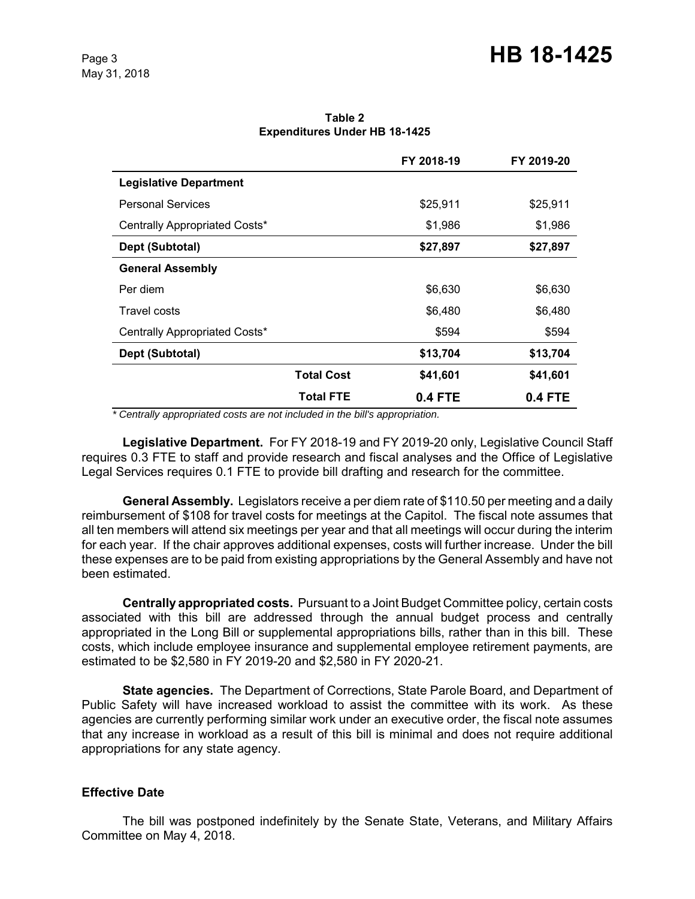**Table 2**
**Expenditures Under HB 18-1425**

| | | FY 2018-19 | FY 2019-20 |
|---|---|---|---|
| **Legislative Department** | | | |
| Personal Services | | $25,911 | $25,911 |
| Centrally Appropriated Costs* | | $1,986 | $1,986 |
| **Dept (Subtotal)** | | **$27,897** | **$27,897** |
| **General Assembly** | | | |
| Per diem | | $6,630 | $6,630 |
| Travel costs | | $6,480 | $6,480 |
| Centrally Appropriated Costs* | | $594 | $594 |
| **Dept (Subtotal)** | | **$13,704** | **$13,704** |
| | **Total Cost** | **$41,601** | **$41,601** |
| | **Total FTE** | **0.4 FTE** | **0.4 FTE** |

*\* Centrally appropriated costs are not included in the bill's appropriation.*

**Legislative Department.** For FY 2018-19 and FY 2019-20 only, Legislative Council Staff requires 0.3 FTE to staff and provide research and fiscal analyses and the Office of Legislative Legal Services requires 0.1 FTE to provide bill drafting and research for the committee.

**General Assembly.** Legislators receive a per diem rate of $110.50 per meeting and a daily reimbursement of $108 for travel costs for meetings at the Capitol. The fiscal note assumes that all ten members will attend six meetings per year and that all meetings will occur during the interim for each year. If the chair approves additional expenses, costs will further increase. Under the bill these expenses are to be paid from existing appropriations by the General Assembly and have not been estimated.

**Centrally appropriated costs.** Pursuant to a Joint Budget Committee policy, certain costs associated with this bill are addressed through the annual budget process and centrally appropriated in the Long Bill or supplemental appropriations bills, rather than in this bill. These costs, which include employee insurance and supplemental employee retirement payments, are estimated to be $2,580 in FY 2019-20 and $2,580 in FY 2020-21.

**State agencies.** The Department of Corrections, State Parole Board, and Department of Public Safety will have increased workload to assist the committee with its work. As these agencies are currently performing similar work under an executive order, the fiscal note assumes that any increase in workload as a result of this bill is minimal and does not require additional appropriations for any state agency.

## Effective Date

The bill was postponed indefinitely by the Senate State, Veterans, and Military Affairs Committee on May 4, 2018.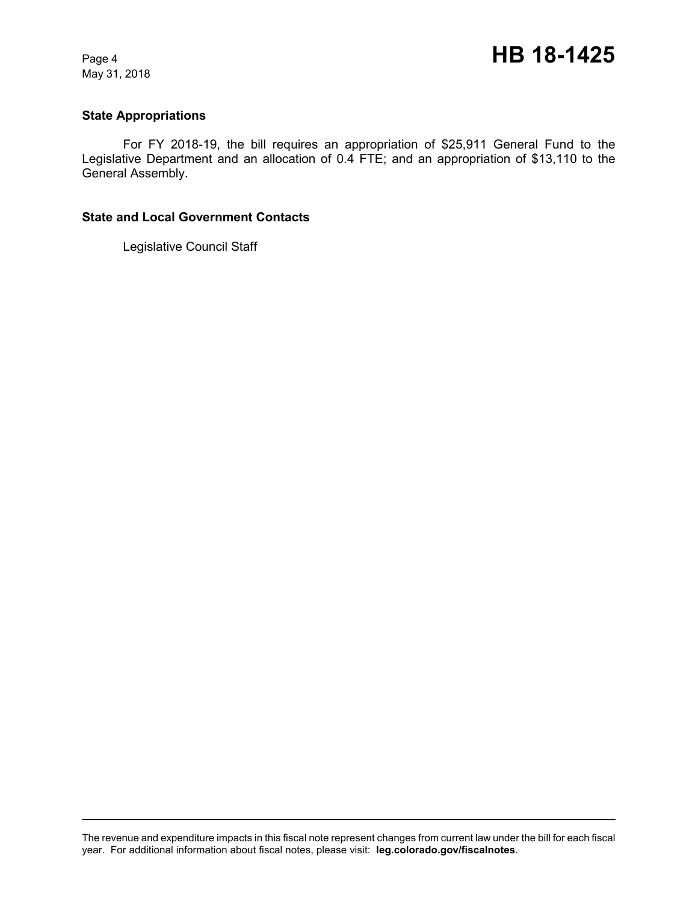### State Appropriations

For FY 2018-19, the bill requires an appropriation of $25,911 General Fund to the Legislative Department and an allocation of 0.4 FTE; and an appropriation of $13,110 to the General Assembly.

### State and Local Government Contacts

Legislative Council Staff

The revenue and expenditure impacts in this fiscal note represent changes from current law under the bill for each fiscal year. For additional information about fiscal notes, please visit: **leg.colorado.gov/fiscalnotes**.